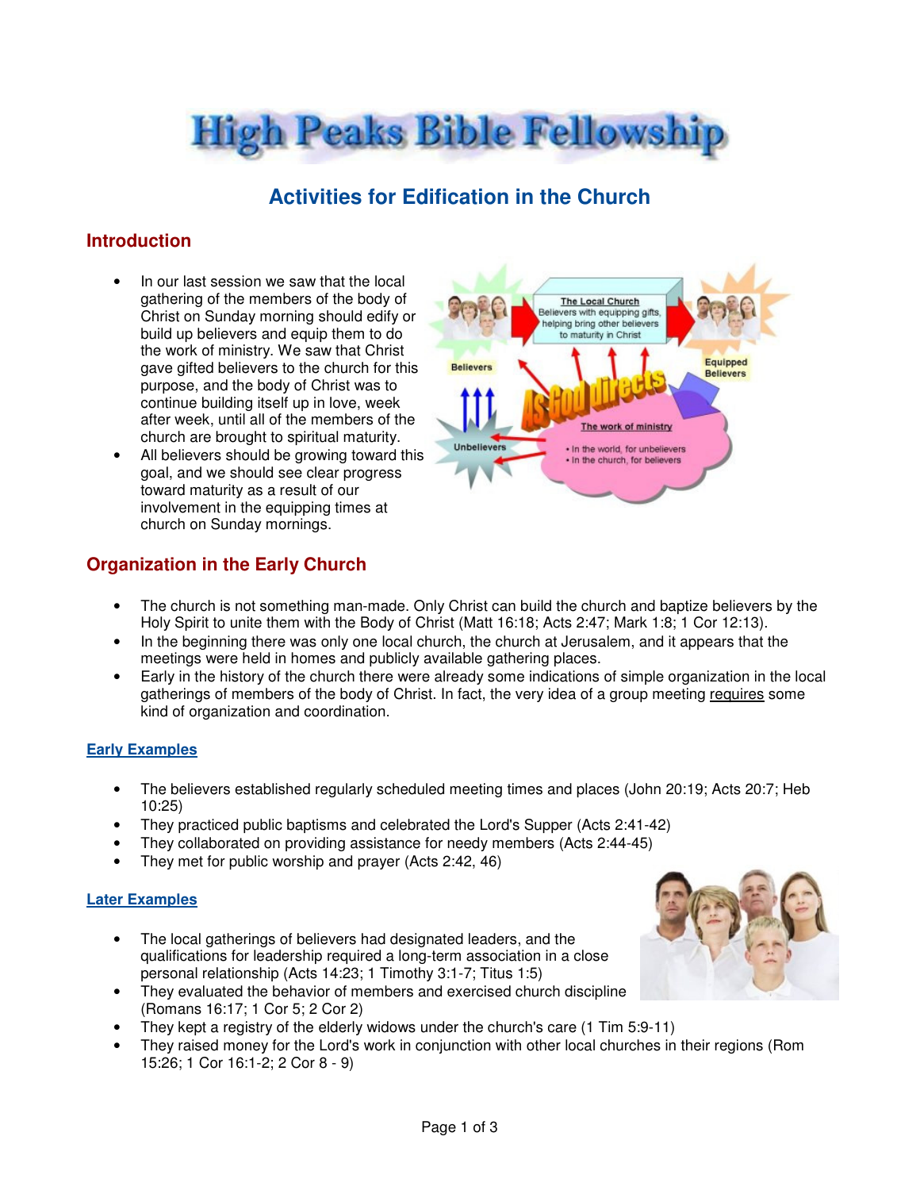# High Peaks Bible Fellowship

## Activities for Edification in the Church

### Introduction

- In our last session we saw that the local gathering of the members of the body of Christ on Sunday morning should edify or build up believers and equip them to do the work of ministry. We saw that Christ gave gifted believers to the church for this purpose, and the body of Christ was to continue building itself up in love, week after week, until all of the members of the church are brought to spiritual maturity.
- All believers should be growing toward this goal, and we should see clear progress toward maturity as a result of our involvement in the equipping times at church on Sunday mornings.

### Organization in the Early Church

- The church is not something man-made. Only Christ can build the church and baptize believers by the Holy Spirit to unite them with the Body of Christ (Matt 16:18; Acts 2:47; Mark 1:8; 1 Cor 12:13).
- In the beginning there was only one local church, the church at Jerusalem, and it appears that the meetings were held in homes and publicly available gathering places.
- Early in the history of the church there were already some indications of simple organization in the local gatherings of members of the body of Christ. In fact, the very idea of a group meeting <u>requires</u> some kind of organization and coordination.

#### Early Examples

- The believers established regularly scheduled meeting times and places (John 20:19; Acts 20:7; Heb 10:25)
- They practiced public baptisms and celebrated the Lord's Supper (Acts 2:41-42)
- They collaborated on providing assistance for needy members (Acts 2:44-45)
- They met for public worship and prayer (Acts 2:42, 46)

#### Later Examples

- The local gatherings of believers had designated leaders, and the qualifications for leadership required a long-term association in a close personal relationship (Acts 14:23; 1 Timothy 3:1-7; Titus 1:5)
- They evaluated the behavior of members and exercised church discipline (Romans 16:17; 1 Cor 5; 2 Cor 2)
- They kept a registry of the elderly widows under the church's care (1 Tim 5:9-11)
- They raised money for the Lord's work in conjunction with other local churches in their regions (Rom 15:26; 1 Cor 16:1-2; 2 Cor 8 - 9)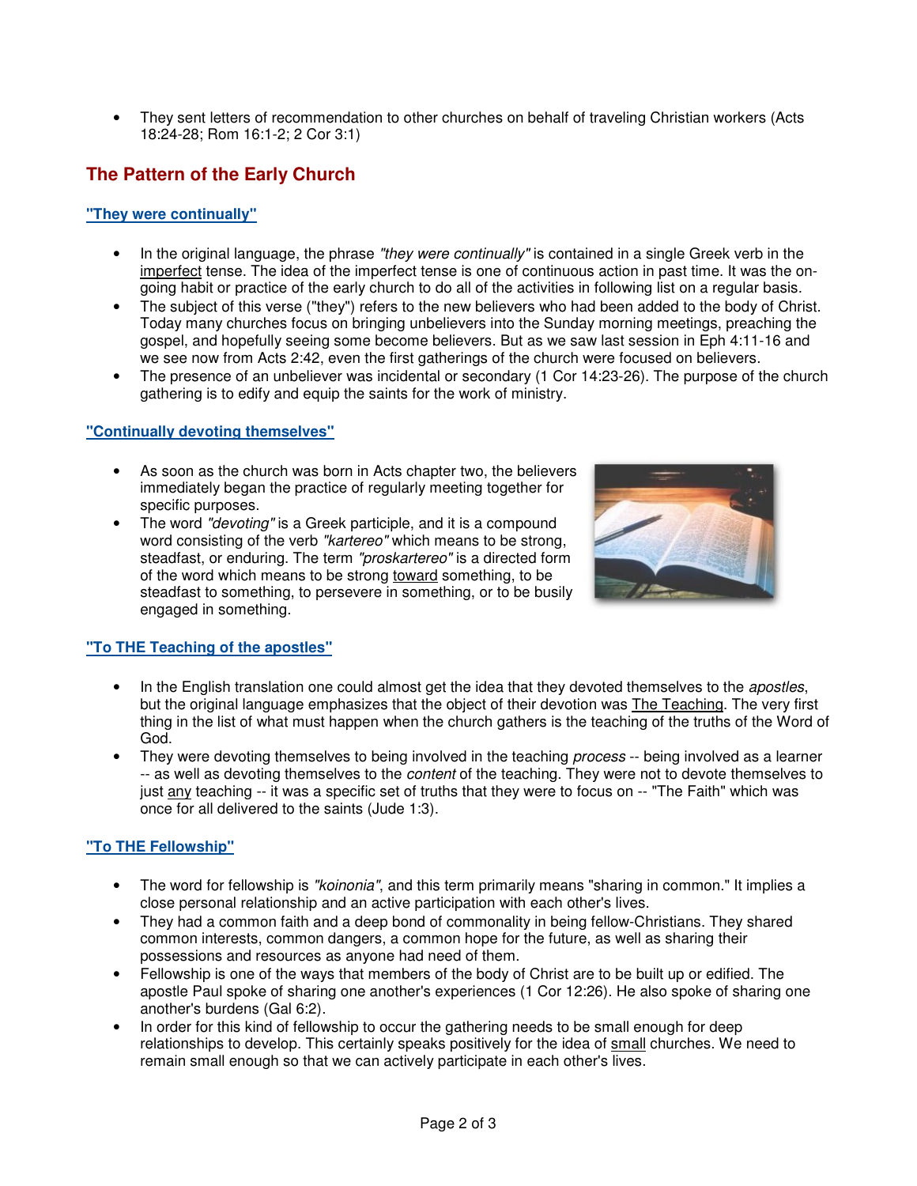- They sent letters of recommendation to other churches on behalf of traveling Christian workers (Acts 18:24-28; Rom 16:1-2; 2 Cor 3:1)

## The Pattern of the Early Church

### "They were continually"

- In the original language, the phrase *"they were continually"* is contained in a single Greek verb in the imperfect tense. The idea of the imperfect tense is one of continuous action in past time. It was the on-going habit or practice of the early church to do all of the activities in following list on a regular basis.
- The subject of this verse ("they") refers to the new believers who had been added to the body of Christ. Today many churches focus on bringing unbelievers into the Sunday morning meetings, preaching the gospel, and hopefully seeing some become believers. But as we saw last session in Eph 4:11-16 and we see now from Acts 2:42, even the first gatherings of the church were focused on believers.
- The presence of an unbeliever was incidental or secondary (1 Cor 14:23-26). The purpose of the church gathering is to edify and equip the saints for the work of ministry.

### "Continually devoting themselves"

- As soon as the church was born in Acts chapter two, the believers immediately began the practice of regularly meeting together for specific purposes.
- The word *"devoting"* is a Greek participle, and it is a compound word consisting of the verb *"kartereo"* which means to be strong, steadfast, or enduring. The term *"proskartereo"* is a directed form of the word which means to be strong toward something, to be steadfast to something, to persevere in something, or to be busily engaged in something.

### "To THE Teaching of the apostles"

- In the English translation one could almost get the idea that they devoted themselves to the *apostles*, but the original language emphasizes that the object of their devotion was The Teaching. The very first thing in the list of what must happen when the church gathers is the teaching of the truths of the Word of God.
- They were devoting themselves to being involved in the teaching *process* -- being involved as a learner -- as well as devoting themselves to the *content* of the teaching. They were not to devote themselves to just any teaching -- it was a specific set of truths that they were to focus on -- "The Faith" which was once for all delivered to the saints (Jude 1:3).

### "To THE Fellowship"

- The word for fellowship is *"koinonia"*, and this term primarily means "sharing in common." It implies a close personal relationship and an active participation with each other's lives.
- They had a common faith and a deep bond of commonality in being fellow-Christians. They shared common interests, common dangers, a common hope for the future, as well as sharing their possessions and resources as anyone had need of them.
- Fellowship is one of the ways that members of the body of Christ are to be built up or edified. The apostle Paul spoke of sharing one another's experiences (1 Cor 12:26). He also spoke of sharing one another's burdens (Gal 6:2).
- In order for this kind of fellowship to occur the gathering needs to be small enough for deep relationships to develop. This certainly speaks positively for the idea of small churches. We need to remain small enough so that we can actively participate in each other's lives.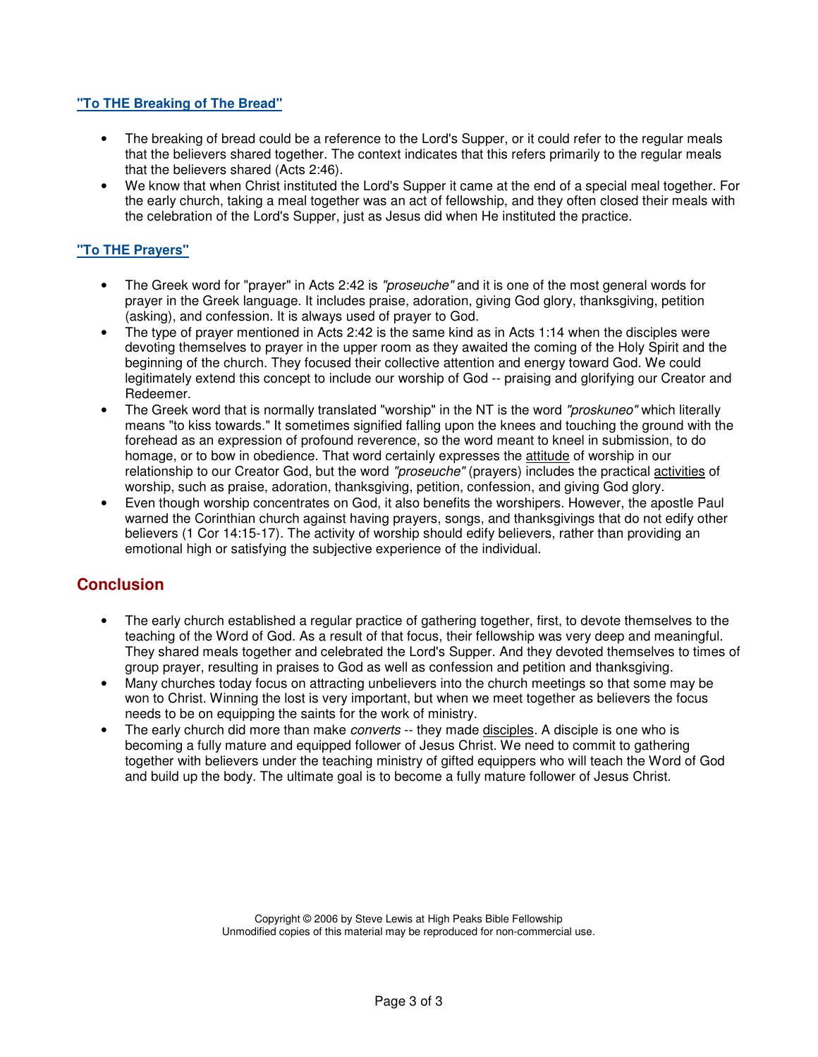### "To THE Breaking of The Bread"

- The breaking of bread could be a reference to the Lord's Supper, or it could refer to the regular meals that the believers shared together. The context indicates that this refers primarily to the regular meals that the believers shared (Acts 2:46).
- We know that when Christ instituted the Lord's Supper it came at the end of a special meal together. For the early church, taking a meal together was an act of fellowship, and they often closed their meals with the celebration of the Lord's Supper, just as Jesus did when He instituted the practice.

### "To THE Prayers"

- The Greek word for "prayer" in Acts 2:42 is *"proseuche"* and it is one of the most general words for prayer in the Greek language. It includes praise, adoration, giving God glory, thanksgiving, petition (asking), and confession. It is always used of prayer to God.
- The type of prayer mentioned in Acts 2:42 is the same kind as in Acts 1:14 when the disciples were devoting themselves to prayer in the upper room as they awaited the coming of the Holy Spirit and the beginning of the church. They focused their collective attention and energy toward God. We could legitimately extend this concept to include our worship of God -- praising and glorifying our Creator and Redeemer.
- The Greek word that is normally translated "worship" in the NT is the word *"proskuneo"* which literally means "to kiss towards." It sometimes signified falling upon the knees and touching the ground with the forehead as an expression of profound reverence, so the word meant to kneel in submission, to do homage, or to bow in obedience. That word certainly expresses the <u>attitude</u> of worship in our relationship to our Creator God, but the word *"proseuche"* (prayers) includes the practical <u>activities</u> of worship, such as praise, adoration, thanksgiving, petition, confession, and giving God glory.
- Even though worship concentrates on God, it also benefits the worshipers. However, the apostle Paul warned the Corinthian church against having prayers, songs, and thanksgivings that do not edify other believers (1 Cor 14:15-17). The activity of worship should edify believers, rather than providing an emotional high or satisfying the subjective experience of the individual.

## Conclusion

- The early church established a regular practice of gathering together, first, to devote themselves to the teaching of the Word of God. As a result of that focus, their fellowship was very deep and meaningful. They shared meals together and celebrated the Lord's Supper. And they devoted themselves to times of group prayer, resulting in praises to God as well as confession and petition and thanksgiving.
- Many churches today focus on attracting unbelievers into the church meetings so that some may be won to Christ. Winning the lost is very important, but when we meet together as believers the focus needs to be on equipping the saints for the work of ministry.
- The early church did more than make *converts* -- they made <u>disciples</u>. A disciple is one who is becoming a fully mature and equipped follower of Jesus Christ. We need to commit to gathering together with believers under the teaching ministry of gifted equippers who will teach the Word of God and build up the body. The ultimate goal is to become a fully mature follower of Jesus Christ.

Copyright © 2006 by Steve Lewis at High Peaks Bible Fellowship
Unmodified copies of this material may be reproduced for non-commercial use.